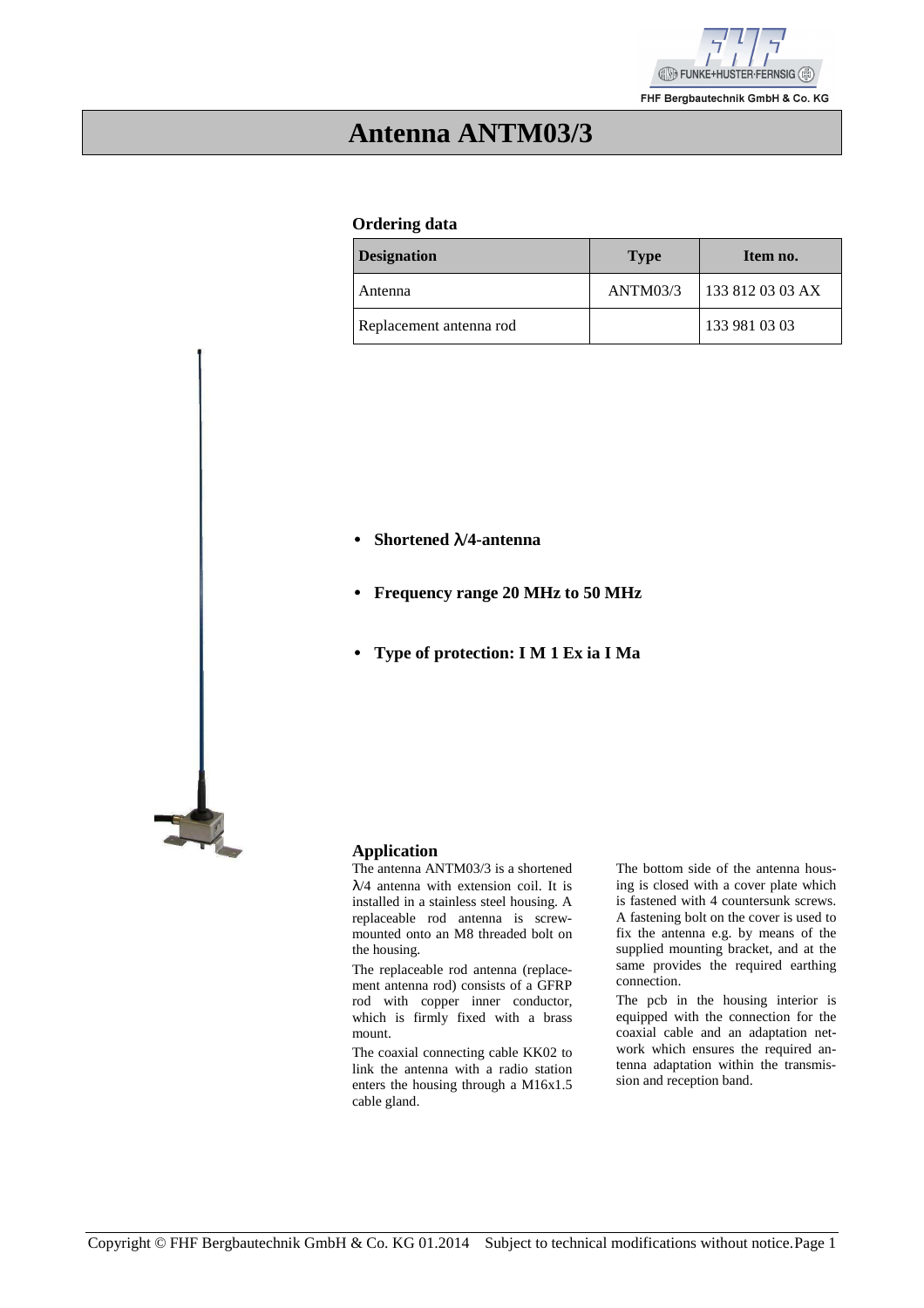# Antenna ANTM03/3

### Ordering data

| Designation | Type | Item no. |
|---|---|---|
| Antenna | ANTM03/3 | 133 812 03 03 AX |
| Replacement antenna rod | | 133 981 03 03 |

- **Shortened λ/4-antenna**
- **Frequency range 20 MHz to 50 MHz**
- **Type of protection: I M 1 Ex ia I Ma**

### Application

The antenna ANTM03/3 is a shortened λ/4 antenna with extension coil. It is installed in a stainless steel housing. A replaceable rod antenna is screw-mounted onto an M8 threaded bolt on the housing.

The replaceable rod antenna (replacement antenna rod) consists of a GFRP rod with copper inner conductor, which is firmly fixed with a brass mount.

The coaxial connecting cable KK02 to link the antenna with a radio station enters the housing through a M16x1.5 cable gland.

The bottom side of the antenna housing is closed with a cover plate which is fastened with 4 countersunk screws. A fastening bolt on the cover is used to fix the antenna e.g. by means of the supplied mounting bracket, and at the same provides the required earthing connection.

The pcb in the housing interior is equipped with the connection for the coaxial cable and an adaptation network which ensures the required antenna adaptation within the transmission and reception band.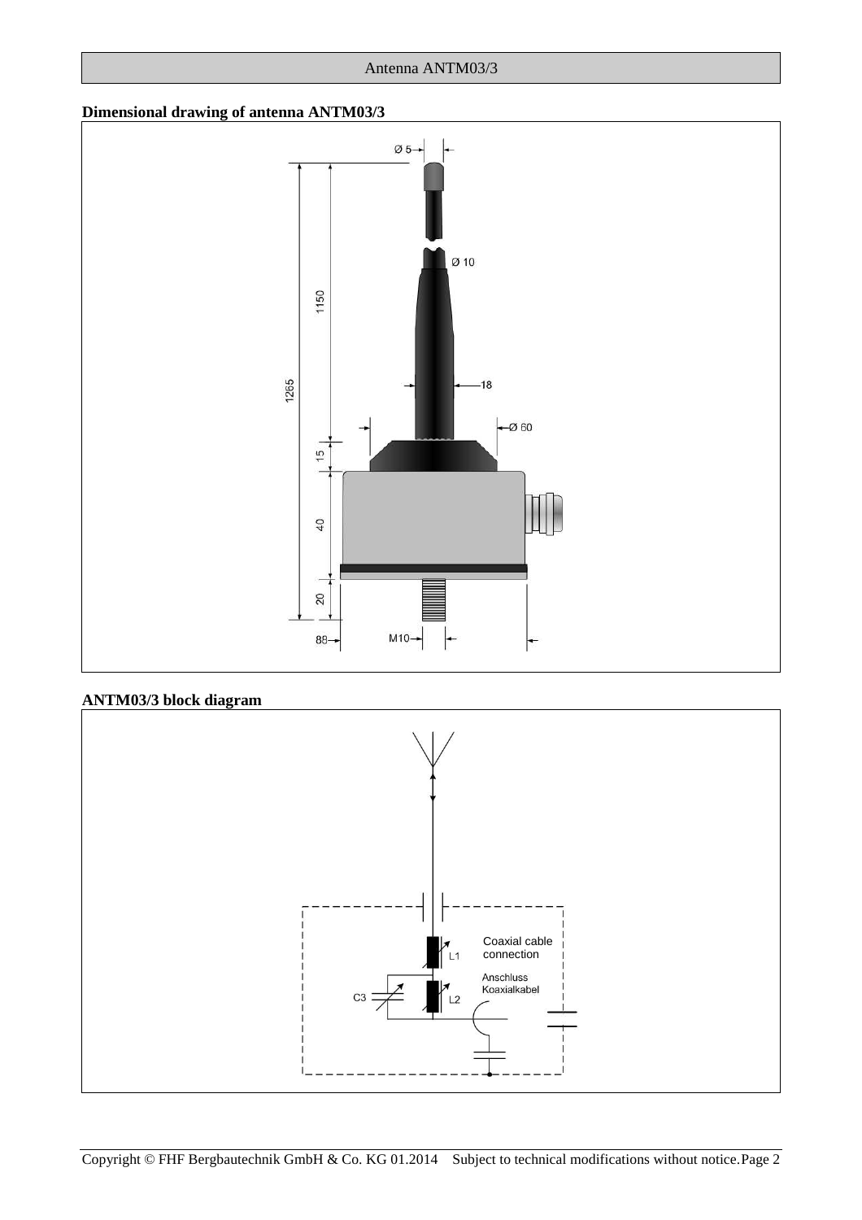**Dimensional drawing of antenna ANTM03/3**

Ø 5

Ø 10

1150

1265

18

Ø 60

15

40

20

88

M10

**ANTM03/3 block diagram**

Coaxial cable connection

Anschluss Koaxialkabel

L1

L2

C3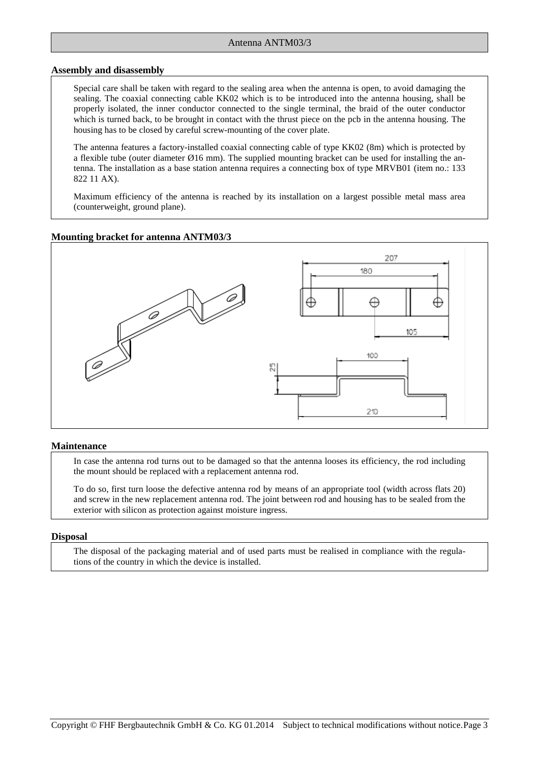## Assembly and disassembly

Special care shall be taken with regard to the sealing area when the antenna is open, to avoid damaging the sealing. The coaxial connecting cable KK02 which is to be introduced into the antenna housing, shall be properly isolated, the inner conductor connected to the single terminal, the braid of the outer conductor which is turned back, to be brought in contact with the thrust piece on the pcb in the antenna housing. The housing has to be closed by careful screw-mounting of the cover plate.

The antenna features a factory-installed coaxial connecting cable of type KK02 (8m) which is protected by a flexible tube (outer diameter Ø16 mm). The supplied mounting bracket can be used for installing the antenna. The installation as a base station antenna requires a connecting box of type MRVB01 (item no.: 133 822 11 AX).

Maximum efficiency of the antenna is reached by its installation on a largest possible metal mass area (counterweight, ground plane).

## Mounting bracket for antenna ANTM03/3

207
180
105
100
25
210

## Maintenance

In case the antenna rod turns out to be damaged so that the antenna looses its efficiency, the rod including the mount should be replaced with a replacement antenna rod.

To do so, first turn loose the defective antenna rod by means of an appropriate tool (width across flats 20) and screw in the new replacement antenna rod. The joint between rod and housing has to be sealed from the exterior with silicon as protection against moisture ingress.

## Disposal

The disposal of the packaging material and of used parts must be realised in compliance with the regulations of the country in which the device is installed.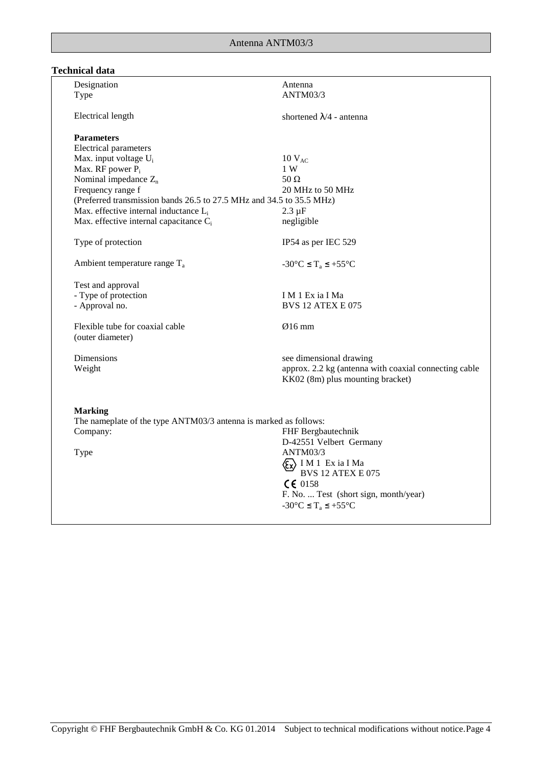## Technical data

| | |
|---|---|
| Designation | Antenna |
| Type | ANTM03/3 |
| Electrical length | shortened λ/4 - antenna |
| **Parameters** | |
| Electrical parameters | |
| Max. input voltage $U_i$ | 10 $V_{AC}$ |
| Max. RF power $P_i$ | 1 W |
| Nominal impedance $Z_n$ | 50 Ω |
| Frequency range f | 20 MHz to 50 MHz |
| (Preferred transmission bands 26.5 to 27.5 MHz and 34.5 to 35.5 MHz) | |
| Max. effective internal inductance $L_i$ | 2.3 µF |
| Max. effective internal capacitance $C_i$ | negligible |
| Type of protection | IP54 as per IEC 529 |
| Ambient temperature range $T_a$ | $-30°C \leq T_a \leq +55°C$ |
| Test and approval | |
| - Type of protection | I M 1 Ex ia I Ma |
| - Approval no. | BVS 12 ATEX E 075 |
| Flexible tube for coaxial cable (outer diameter) | Ø16 mm |
| Dimensions | see dimensional drawing |
| Weight | approx. 2.2 kg (antenna with coaxial connecting cable KK02 (8m) plus mounting bracket) |

**Marking**

The nameplate of the type ANTM03/3 antenna is marked as follows:

| | |
|---|---|
| Company: | FHF Bergbautechnik<br>D-42551 Velbert Germany |
| Type | ANTM03/3<br>Ex I M 1 Ex ia I Ma<br>BVS 12 ATEX E 075<br>CE 0158<br>F. No. ... Test (short sign, month/year)<br>$-30°C \leq T_a \leq +55°C$ |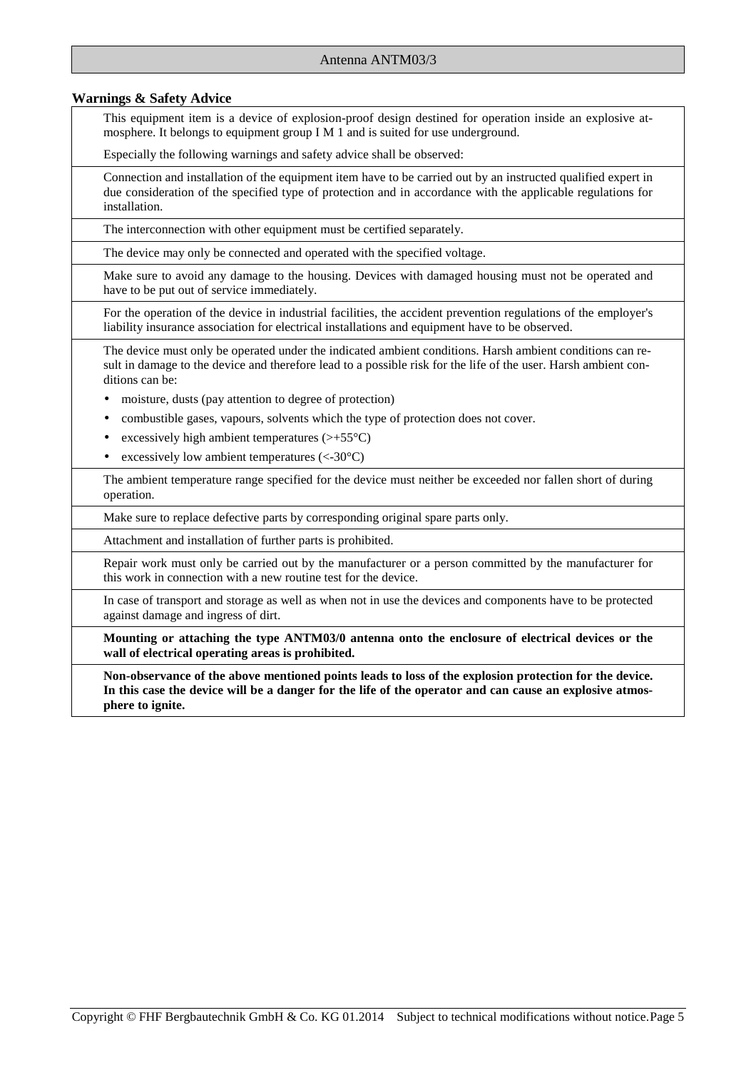## Warnings & Safety Advice

This equipment item is a device of explosion-proof design destined for operation inside an explosive atmosphere. It belongs to equipment group I M 1 and is suited for use underground.

Especially the following warnings and safety advice shall be observed:

Connection and installation of the equipment item have to be carried out by an instructed qualified expert in due consideration of the specified type of protection and in accordance with the applicable regulations for installation.

The interconnection with other equipment must be certified separately.

The device may only be connected and operated with the specified voltage.

Make sure to avoid any damage to the housing. Devices with damaged housing must not be operated and have to be put out of service immediately.

For the operation of the device in industrial facilities, the accident prevention regulations of the employer's liability insurance association for electrical installations and equipment have to be observed.

The device must only be operated under the indicated ambient conditions. Harsh ambient conditions can result in damage to the device and therefore lead to a possible risk for the life of the user. Harsh ambient conditions can be:

- moisture, dusts (pay attention to degree of protection)
- combustible gases, vapours, solvents which the type of protection does not cover.
- excessively high ambient temperatures (>+55°C)
- excessively low ambient temperatures (<-30°C)

The ambient temperature range specified for the device must neither be exceeded nor fallen short of during operation.

Make sure to replace defective parts by corresponding original spare parts only.

Attachment and installation of further parts is prohibited.

Repair work must only be carried out by the manufacturer or a person committed by the manufacturer for this work in connection with a new routine test for the device.

In case of transport and storage as well as when not in use the devices and components have to be protected against damage and ingress of dirt.

**Mounting or attaching the type ANTM03/0 antenna onto the enclosure of electrical devices or the wall of electrical operating areas is prohibited.**

**Non-observance of the above mentioned points leads to loss of the explosion protection for the device. In this case the device will be a danger for the life of the operator and can cause an explosive atmosphere to ignite.**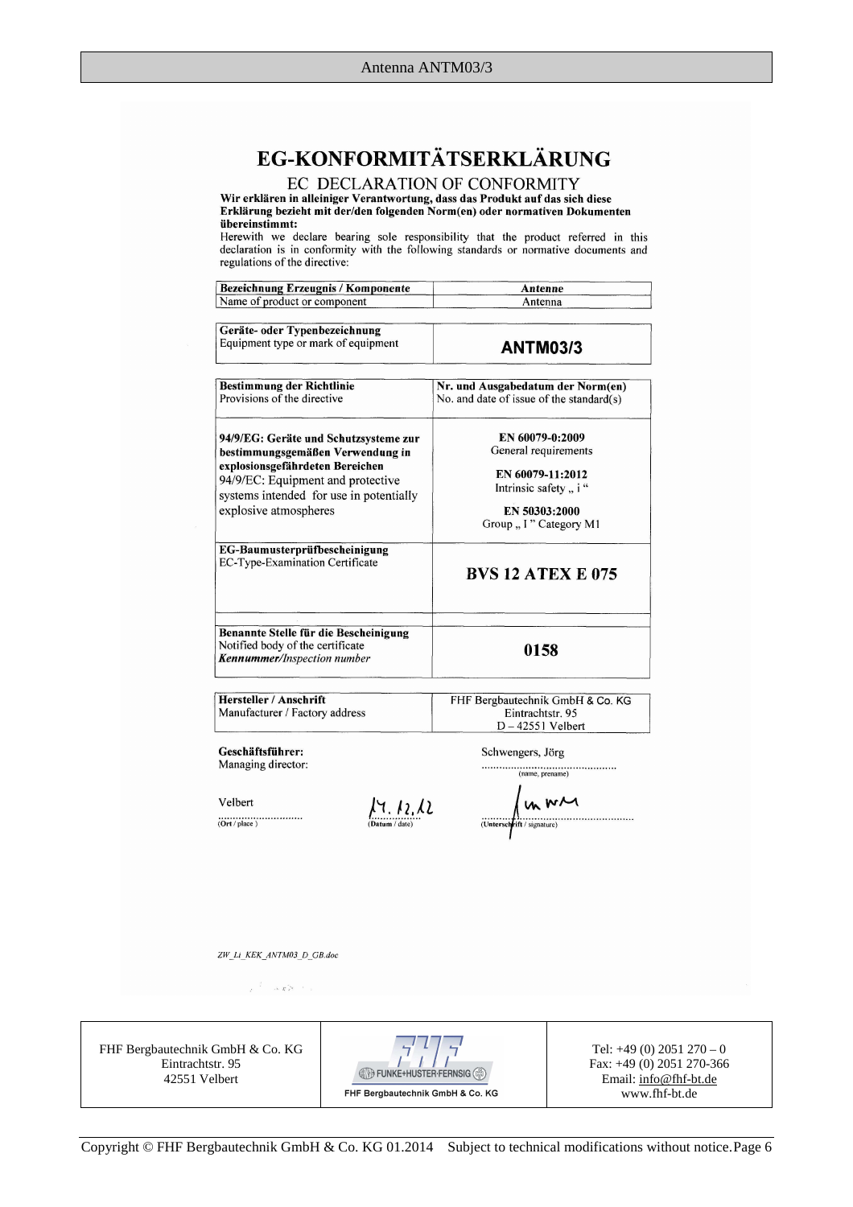# EG-KONFORMITÄTSERKLÄRUNG

## EC DECLARATION OF CONFORMITY

**Wir erklären in alleiniger Verantwortung, dass das Produkt auf das sich diese Erklärung bezieht mit der/den folgenden Norm(en) oder normativen Dokumenten übereinstimmt:**

Herewith we declare bearing sole responsibility that the product referred in this declaration is in conformity with the following standards or normative documents and regulations of the directive:

| | |
|---|---|
| **Bezeichnung Erzeugnis / Komponente**<br>Name of product or component | **Antenne**<br>Antenna |

| | |
|---|---|
| **Geräte- oder Typenbezeichnung**<br>Equipment type or mark of equipment | **ANTM03/3** |

| **Bestimmung der Richtlinie**<br>Provisions of the directive | **Nr. und Ausgabedatum der Norm(en)**<br>No. and date of issue of the standard(s) |
|---|---|
| **94/9/EG: Geräte und Schutzsysteme zur bestimmungsgemäßen Verwendung in explosionsgefährdeten Bereichen**<br>94/9/EC: Equipment and protective systems intended for use in potentially explosive atmospheres | **EN 60079-0:2009**<br>General requirements<br>**EN 60079-11:2012**<br>Intrinsic safety „ i “<br>**EN 50303:2000**<br>Group „ I ” Category M1 |
| **EG-Baumusterprüfbescheinigung**<br>EC-Type-Examination Certificate | **BVS 12 ATEX E 075** |
| **Benannte Stelle für die Bescheinigung**<br>Notified body of the certificate<br>***Kennummer*/*Inspection number*** | **0158** |

| | |
|---|---|
| **Hersteller / Anschrift**<br>Manufacturer / Factory address | FHF Bergbautechnik GmbH & Co. KG<br>Eintrachtstr. 95<br>D – 42551 Velbert |

**Geschäftsführer:**
Managing director:

Schwengers, Jörg
(name, prename)

Velbert (Ort / place) 14.12.12 (Datum / date) [signature] (Unterschrift / signature)

*ZW_Li_KEK_ANTM03_D_GB.doc*

---

| | | |
|---|---|---|
| FHF Bergbautechnik GmbH & Co. KG<br>Eintrachtstr. 95<br>42551 Velbert | FUNKE+HUSTER FERNSIG<br>FHF Bergbautechnik GmbH & Co. KG | Tel: +49 (0) 2051 270 – 0<br>Fax: +49 (0) 2051 270-366<br>Email: info@fhf-bt.de<br>www.fhf-bt.de |

Copyright © FHF Bergbautechnik GmbH & Co. KG 01.2014 Subject to technical modifications without notice.